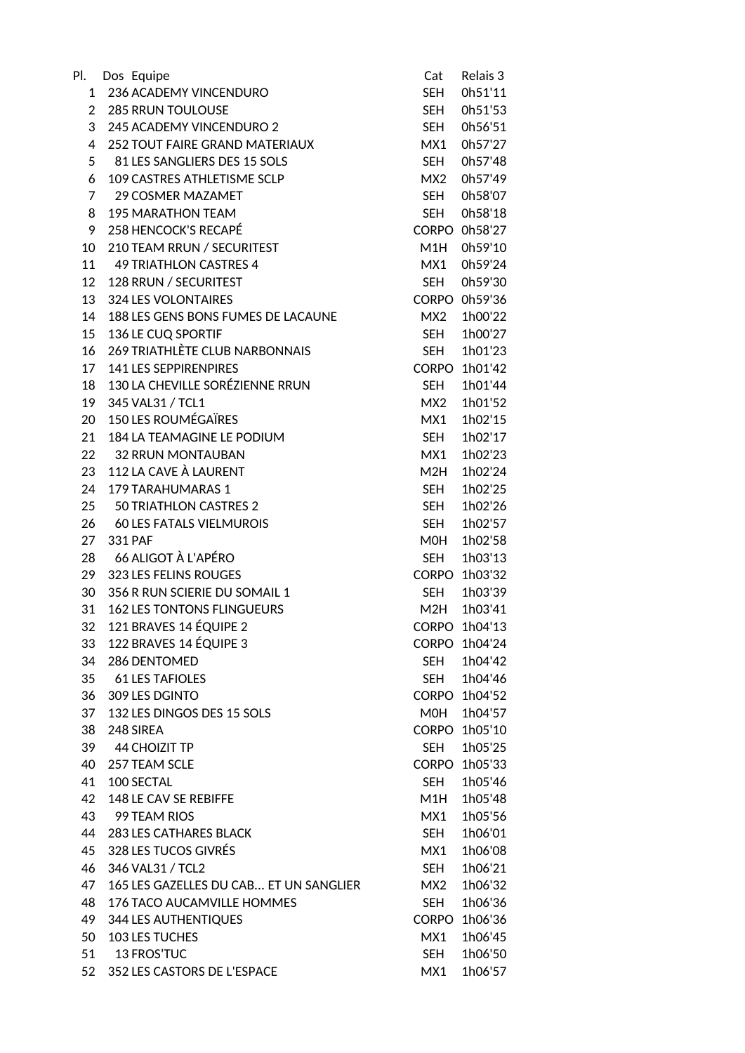| Pl. | Dos | Equipe | Cat | Relais 3 |
|---|---|---|---|---|
| 1 | 236 | ACADEMY VINCENDURO | SEH | 0h51'11 |
| 2 | 285 | RRUN TOULOUSE | SEH | 0h51'53 |
| 3 | 245 | ACADEMY VINCENDURO 2 | SEH | 0h56'51 |
| 4 | 252 | TOUT FAIRE GRAND MATERIAUX | MX1 | 0h57'27 |
| 5 | 81 | LES SANGLIERS DES 15 SOLS | SEH | 0h57'48 |
| 6 | 109 | CASTRES ATHLETISME SCLP | MX2 | 0h57'49 |
| 7 | 29 | COSMER MAZAMET | SEH | 0h58'07 |
| 8 | 195 | MARATHON TEAM | SEH | 0h58'18 |
| 9 | 258 | HENCOCK'S RECAPÉ | CORPO | 0h58'27 |
| 10 | 210 | TEAM RRUN / SECURITEST | M1H | 0h59'10 |
| 11 | 49 | TRIATHLON CASTRES 4 | MX1 | 0h59'24 |
| 12 | 128 | RRUN / SECURITEST | SEH | 0h59'30 |
| 13 | 324 | LES VOLONTAIRES | CORPO | 0h59'36 |
| 14 | 188 | LES GENS BONS FUMES DE LACAUNE | MX2 | 1h00'22 |
| 15 | 136 | LE CUQ SPORTIF | SEH | 1h00'27 |
| 16 | 269 | TRIATHLÈTE CLUB NARBONNAIS | SEH | 1h01'23 |
| 17 | 141 | LES SEPPIRENPIRES | CORPO | 1h01'42 |
| 18 | 130 | LA CHEVILLE SORÉZIENNE RRUN | SEH | 1h01'44 |
| 19 | 345 | VAL31 / TCL1 | MX2 | 1h01'52 |
| 20 | 150 | LES ROUMÉGAÏRES | MX1 | 1h02'15 |
| 21 | 184 | LA TEAMAGINE LE PODIUM | SEH | 1h02'17 |
| 22 | 32 | RRUN MONTAUBAN | MX1 | 1h02'23 |
| 23 | 112 | LA CAVE À LAURENT | M2H | 1h02'24 |
| 24 | 179 | TARAHUMARAS 1 | SEH | 1h02'25 |
| 25 | 50 | TRIATHLON CASTRES 2 | SEH | 1h02'26 |
| 26 | 60 | LES FATALS VIELMUROIS | SEH | 1h02'57 |
| 27 | 331 | PAF | M0H | 1h02'58 |
| 28 | 66 | ALIGOT À L'APÉRO | SEH | 1h03'13 |
| 29 | 323 | LES FELINS ROUGES | CORPO | 1h03'32 |
| 30 | 356 | R RUN SCIERIE DU SOMAIL 1 | SEH | 1h03'39 |
| 31 | 162 | LES TONTONS FLINGUEURS | M2H | 1h03'41 |
| 32 | 121 | BRAVES 14 ÉQUIPE 2 | CORPO | 1h04'13 |
| 33 | 122 | BRAVES 14 ÉQUIPE 3 | CORPO | 1h04'24 |
| 34 | 286 | DENTOMED | SEH | 1h04'42 |
| 35 | 61 | LES TAFIOLES | SEH | 1h04'46 |
| 36 | 309 | LES DGINTO | CORPO | 1h04'52 |
| 37 | 132 | LES DINGOS DES 15 SOLS | M0H | 1h04'57 |
| 38 | 248 | SIREA | CORPO | 1h05'10 |
| 39 | 44 | CHOIZIT TP | SEH | 1h05'25 |
| 40 | 257 | TEAM SCLE | CORPO | 1h05'33 |
| 41 | 100 | SECTAL | SEH | 1h05'46 |
| 42 | 148 | LE CAV SE REBIFFE | M1H | 1h05'48 |
| 43 | 99 | TEAM RIOS | MX1 | 1h05'56 |
| 44 | 283 | LES CATHARES BLACK | SEH | 1h06'01 |
| 45 | 328 | LES TUCOS GIVRÉS | MX1 | 1h06'08 |
| 46 | 346 | VAL31 / TCL2 | SEH | 1h06'21 |
| 47 | 165 | LES GAZELLES DU CAB... ET UN SANGLIER | MX2 | 1h06'32 |
| 48 | 176 | TACO AUCAMVILLE HOMMES | SEH | 1h06'36 |
| 49 | 344 | LES AUTHENTIQUES | CORPO | 1h06'36 |
| 50 | 103 | LES TUCHES | MX1 | 1h06'45 |
| 51 | 13 | FROS'TUC | SEH | 1h06'50 |
| 52 | 352 | LES CASTORS DE L'ESPACE | MX1 | 1h06'57 |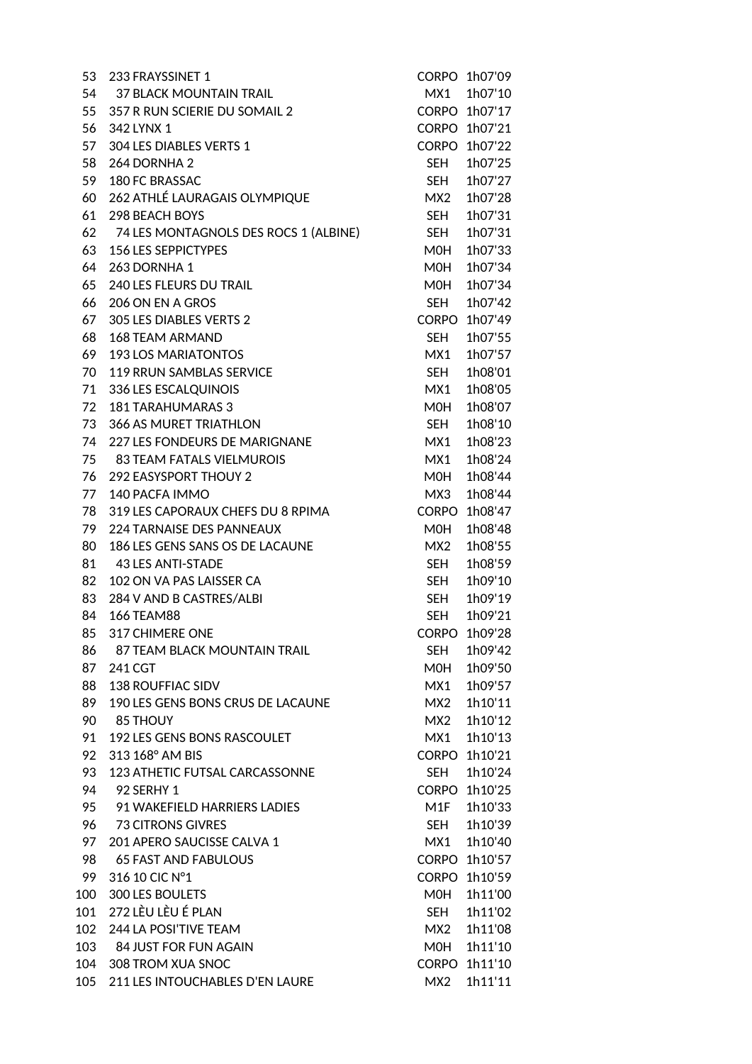| | | | |
|---|---|---|---|
| 53 | 233 FRAYSSINET 1 | CORPO | 1h07'09 |
| 54 | 37 BLACK MOUNTAIN TRAIL | MX1 | 1h07'10 |
| 55 | 357 R RUN SCIERIE DU SOMAIL 2 | CORPO | 1h07'17 |
| 56 | 342 LYNX 1 | CORPO | 1h07'21 |
| 57 | 304 LES DIABLES VERTS 1 | CORPO | 1h07'22 |
| 58 | 264 DORNHA 2 | SEH | 1h07'25 |
| 59 | 180 FC BRASSAC | SEH | 1h07'27 |
| 60 | 262 ATHLÉ LAURAGAIS OLYMPIQUE | MX2 | 1h07'28 |
| 61 | 298 BEACH BOYS | SEH | 1h07'31 |
| 62 | 74 LES MONTAGNOLS DES ROCS 1 (ALBINE) | SEH | 1h07'31 |
| 63 | 156 LES SEPPICTYPES | M0H | 1h07'33 |
| 64 | 263 DORNHA 1 | M0H | 1h07'34 |
| 65 | 240 LES FLEURS DU TRAIL | M0H | 1h07'34 |
| 66 | 206 ON EN A GROS | SEH | 1h07'42 |
| 67 | 305 LES DIABLES VERTS 2 | CORPO | 1h07'49 |
| 68 | 168 TEAM ARMAND | SEH | 1h07'55 |
| 69 | 193 LOS MARIATONTOS | MX1 | 1h07'57 |
| 70 | 119 RRUN SAMBLAS SERVICE | SEH | 1h08'01 |
| 71 | 336 LES ESCALQUINOIS | MX1 | 1h08'05 |
| 72 | 181 TARAHUMARAS 3 | M0H | 1h08'07 |
| 73 | 366 AS MURET TRIATHLON | SEH | 1h08'10 |
| 74 | 227 LES FONDEURS DE MARIGNANE | MX1 | 1h08'23 |
| 75 | 83 TEAM FATALS VIELMUROIS | MX1 | 1h08'24 |
| 76 | 292 EASYSPORT THOUY 2 | M0H | 1h08'44 |
| 77 | 140 PACFA IMMO | MX3 | 1h08'44 |
| 78 | 319 LES CAPORAUX CHEFS DU 8 RPIMA | CORPO | 1h08'47 |
| 79 | 224 TARNAISE DES PANNEAUX | M0H | 1h08'48 |
| 80 | 186 LES GENS SANS OS DE LACAUNE | MX2 | 1h08'55 |
| 81 | 43 LES ANTI-STADE | SEH | 1h08'59 |
| 82 | 102 ON VA PAS LAISSER CA | SEH | 1h09'10 |
| 83 | 284 V AND B CASTRES/ALBI | SEH | 1h09'19 |
| 84 | 166 TEAM88 | SEH | 1h09'21 |
| 85 | 317 CHIMERE ONE | CORPO | 1h09'28 |
| 86 | 87 TEAM BLACK MOUNTAIN TRAIL | SEH | 1h09'42 |
| 87 | 241 CGT | M0H | 1h09'50 |
| 88 | 138 ROUFFIAC SIDV | MX1 | 1h09'57 |
| 89 | 190 LES GENS BONS CRUS DE LACAUNE | MX2 | 1h10'11 |
| 90 | 85 THOUY | MX2 | 1h10'12 |
| 91 | 192 LES GENS BONS RASCOULET | MX1 | 1h10'13 |
| 92 | 313 168° AM BIS | CORPO | 1h10'21 |
| 93 | 123 ATHETIC FUTSAL CARCASSONNE | SEH | 1h10'24 |
| 94 | 92 SERHY 1 | CORPO | 1h10'25 |
| 95 | 91 WAKEFIELD HARRIERS LADIES | M1F | 1h10'33 |
| 96 | 73 CITRONS GIVRES | SEH | 1h10'39 |
| 97 | 201 APERO SAUCISSE CALVA 1 | MX1 | 1h10'40 |
| 98 | 65 FAST AND FABULOUS | CORPO | 1h10'57 |
| 99 | 316 10 CIC N°1 | CORPO | 1h10'59 |
| 100 | 300 LES BOULETS | M0H | 1h11'00 |
| 101 | 272 LÈU LÈU É PLAN | SEH | 1h11'02 |
| 102 | 244 LA POSI'TIVE TEAM | MX2 | 1h11'08 |
| 103 | 84 JUST FOR FUN AGAIN | M0H | 1h11'10 |
| 104 | 308 TROM XUA SNOC | CORPO | 1h11'10 |
| 105 | 211 LES INTOUCHABLES D'EN LAURE | MX2 | 1h11'11 |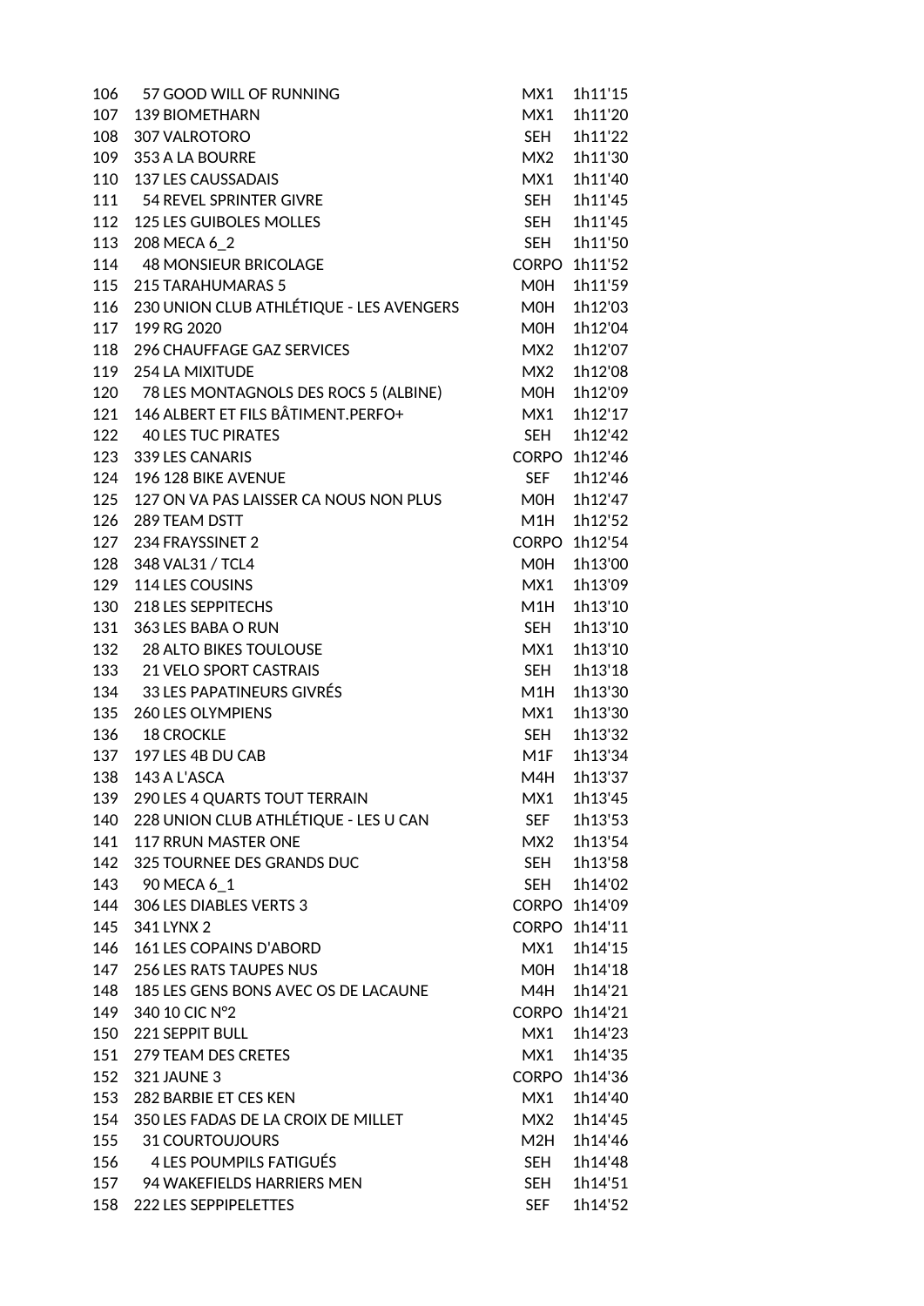| | | | |
|---|---|---|---|
| 106 | 57 GOOD WILL OF RUNNING | MX1 | 1h11'15 |
| 107 | 139 BIOMETHARN | MX1 | 1h11'20 |
| 108 | 307 VALROTORO | SEH | 1h11'22 |
| 109 | 353 A LA BOURRE | MX2 | 1h11'30 |
| 110 | 137 LES CAUSSADAIS | MX1 | 1h11'40 |
| 111 | 54 REVEL SPRINTER GIVRE | SEH | 1h11'45 |
| 112 | 125 LES GUIBOLES MOLLES | SEH | 1h11'45 |
| 113 | 208 MECA 6_2 | SEH | 1h11'50 |
| 114 | 48 MONSIEUR BRICOLAGE | CORPO | 1h11'52 |
| 115 | 215 TARAHUMARAS 5 | M0H | 1h11'59 |
| 116 | 230 UNION CLUB ATHLÉTIQUE - LES AVENGERS | M0H | 1h12'03 |
| 117 | 199 RG 2020 | M0H | 1h12'04 |
| 118 | 296 CHAUFFAGE GAZ SERVICES | MX2 | 1h12'07 |
| 119 | 254 LA MIXITUDE | MX2 | 1h12'08 |
| 120 | 78 LES MONTAGNOLS DES ROCS 5 (ALBINE) | M0H | 1h12'09 |
| 121 | 146 ALBERT ET FILS BÂTIMENT.PERFO+ | MX1 | 1h12'17 |
| 122 | 40 LES TUC PIRATES | SEH | 1h12'42 |
| 123 | 339 LES CANARIS | CORPO | 1h12'46 |
| 124 | 196 128 BIKE AVENUE | SEF | 1h12'46 |
| 125 | 127 ON VA PAS LAISSER CA NOUS NON PLUS | M0H | 1h12'47 |
| 126 | 289 TEAM DSTT | M1H | 1h12'52 |
| 127 | 234 FRAYSSINET 2 | CORPO | 1h12'54 |
| 128 | 348 VAL31 / TCL4 | M0H | 1h13'00 |
| 129 | 114 LES COUSINS | MX1 | 1h13'09 |
| 130 | 218 LES SEPPITECHS | M1H | 1h13'10 |
| 131 | 363 LES BABA O RUN | SEH | 1h13'10 |
| 132 | 28 ALTO BIKES TOULOUSE | MX1 | 1h13'10 |
| 133 | 21 VELO SPORT CASTRAIS | SEH | 1h13'18 |
| 134 | 33 LES PAPATINEURS GIVRÉS | M1H | 1h13'30 |
| 135 | 260 LES OLYMPIENS | MX1 | 1h13'30 |
| 136 | 18 CROCKLE | SEH | 1h13'32 |
| 137 | 197 LES 4B DU CAB | M1F | 1h13'34 |
| 138 | 143 A L'ASCA | M4H | 1h13'37 |
| 139 | 290 LES 4 QUARTS TOUT TERRAIN | MX1 | 1h13'45 |
| 140 | 228 UNION CLUB ATHLÉTIQUE - LES U CAN | SEF | 1h13'53 |
| 141 | 117 RRUN MASTER ONE | MX2 | 1h13'54 |
| 142 | 325 TOURNEE DES GRANDS DUC | SEH | 1h13'58 |
| 143 | 90 MECA 6_1 | SEH | 1h14'02 |
| 144 | 306 LES DIABLES VERTS 3 | CORPO | 1h14'09 |
| 145 | 341 LYNX 2 | CORPO | 1h14'11 |
| 146 | 161 LES COPAINS D'ABORD | MX1 | 1h14'15 |
| 147 | 256 LES RATS TAUPES NUS | M0H | 1h14'18 |
| 148 | 185 LES GENS BONS AVEC OS DE LACAUNE | M4H | 1h14'21 |
| 149 | 340 10 CIC N°2 | CORPO | 1h14'21 |
| 150 | 221 SEPPIT BULL | MX1 | 1h14'23 |
| 151 | 279 TEAM DES CRETES | MX1 | 1h14'35 |
| 152 | 321 JAUNE 3 | CORPO | 1h14'36 |
| 153 | 282 BARBIE ET CES KEN | MX1 | 1h14'40 |
| 154 | 350 LES FADAS DE LA CROIX DE MILLET | MX2 | 1h14'45 |
| 155 | 31 COURTOUJOURS | M2H | 1h14'46 |
| 156 | 4 LES POUMPILS FATIGUÉS | SEH | 1h14'48 |
| 157 | 94 WAKEFIELDS HARRIERS MEN | SEH | 1h14'51 |
| 158 | 222 LES SEPPIPELETTES | SEF | 1h14'52 |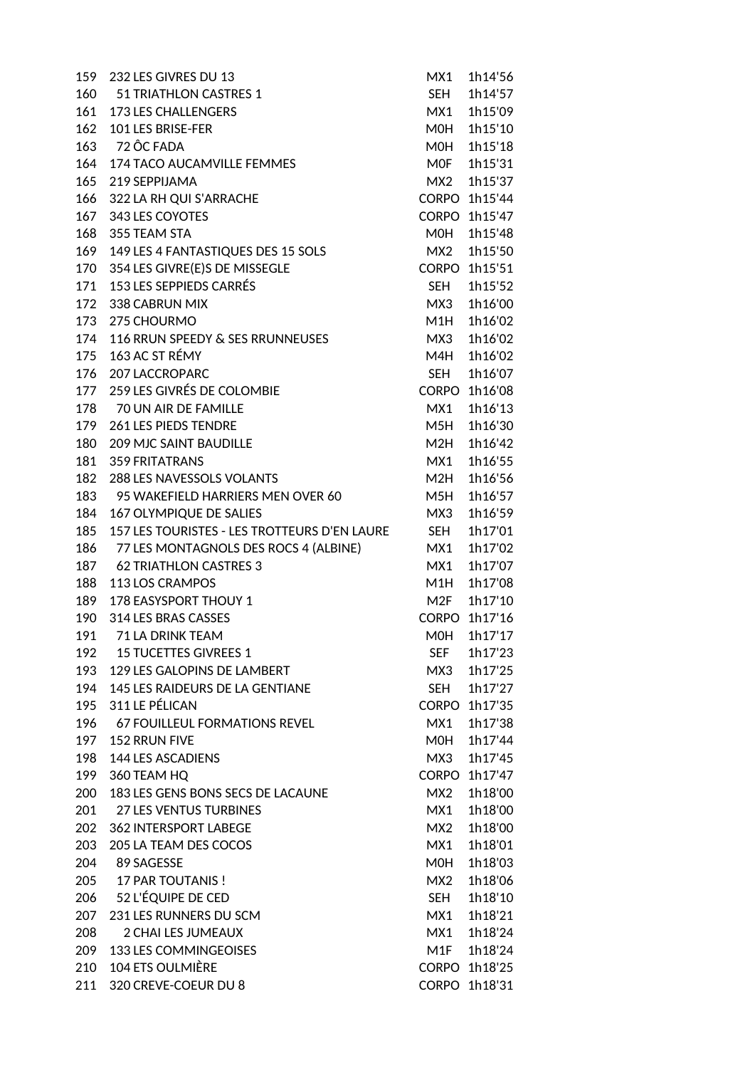| | | | |
|---|---|---|---|
| 159 | 232 LES GIVRES DU 13 | MX1 | 1h14'56 |
| 160 | 51 TRIATHLON CASTRES 1 | SEH | 1h14'57 |
| 161 | 173 LES CHALLENGERS | MX1 | 1h15'09 |
| 162 | 101 LES BRISE-FER | M0H | 1h15'10 |
| 163 | 72 ÔC FADA | M0H | 1h15'18 |
| 164 | 174 TACO AUCAMVILLE FEMMES | M0F | 1h15'31 |
| 165 | 219 SEPPIJAMA | MX2 | 1h15'37 |
| 166 | 322 LA RH QUI S'ARRACHE | CORPO | 1h15'44 |
| 167 | 343 LES COYOTES | CORPO | 1h15'47 |
| 168 | 355 TEAM STA | M0H | 1h15'48 |
| 169 | 149 LES 4 FANTASTIQUES DES 15 SOLS | MX2 | 1h15'50 |
| 170 | 354 LES GIVRE(E)S DE MISSEGLE | CORPO | 1h15'51 |
| 171 | 153 LES SEPPIEDS CARRÉS | SEH | 1h15'52 |
| 172 | 338 CABRUN MIX | MX3 | 1h16'00 |
| 173 | 275 CHOURMO | M1H | 1h16'02 |
| 174 | 116 RRUN SPEEDY & SES RRUNNEUSES | MX3 | 1h16'02 |
| 175 | 163 AC ST RÉMY | M4H | 1h16'02 |
| 176 | 207 LACCROPARC | SEH | 1h16'07 |
| 177 | 259 LES GIVRÉS DE COLOMBIE | CORPO | 1h16'08 |
| 178 | 70 UN AIR DE FAMILLE | MX1 | 1h16'13 |
| 179 | 261 LES PIEDS TENDRE | M5H | 1h16'30 |
| 180 | 209 MJC SAINT BAUDILLE | M2H | 1h16'42 |
| 181 | 359 FRITATRANS | MX1 | 1h16'55 |
| 182 | 288 LES NAVESSOLS VOLANTS | M2H | 1h16'56 |
| 183 | 95 WAKEFIELD HARRIERS MEN OVER 60 | M5H | 1h16'57 |
| 184 | 167 OLYMPIQUE DE SALIES | MX3 | 1h16'59 |
| 185 | 157 LES TOURISTES - LES TROTTEURS D'EN LAURE | SEH | 1h17'01 |
| 186 | 77 LES MONTAGNOLS DES ROCS 4 (ALBINE) | MX1 | 1h17'02 |
| 187 | 62 TRIATHLON CASTRES 3 | MX1 | 1h17'07 |
| 188 | 113 LOS CRAMPOS | M1H | 1h17'08 |
| 189 | 178 EASYSPORT THOUY 1 | M2F | 1h17'10 |
| 190 | 314 LES BRAS CASSES | CORPO | 1h17'16 |
| 191 | 71 LA DRINK TEAM | M0H | 1h17'17 |
| 192 | 15 TUCETTES GIVREES 1 | SEF | 1h17'23 |
| 193 | 129 LES GALOPINS DE LAMBERT | MX3 | 1h17'25 |
| 194 | 145 LES RAIDEURS DE LA GENTIANE | SEH | 1h17'27 |
| 195 | 311 LE PÉLICAN | CORPO | 1h17'35 |
| 196 | 67 FOUILLEUL FORMATIONS REVEL | MX1 | 1h17'38 |
| 197 | 152 RRUN FIVE | M0H | 1h17'44 |
| 198 | 144 LES ASCADIENS | MX3 | 1h17'45 |
| 199 | 360 TEAM HQ | CORPO | 1h17'47 |
| 200 | 183 LES GENS BONS SECS DE LACAUNE | MX2 | 1h18'00 |
| 201 | 27 LES VENTUS TURBINES | MX1 | 1h18'00 |
| 202 | 362 INTERSPORT LABEGE | MX2 | 1h18'00 |
| 203 | 205 LA TEAM DES COCOS | MX1 | 1h18'01 |
| 204 | 89 SAGESSE | M0H | 1h18'03 |
| 205 | 17 PAR TOUTANIS ! | MX2 | 1h18'06 |
| 206 | 52 L'ÉQUIPE DE CED | SEH | 1h18'10 |
| 207 | 231 LES RUNNERS DU SCM | MX1 | 1h18'21 |
| 208 | 2 CHAI LES JUMEAUX | MX1 | 1h18'24 |
| 209 | 133 LES COMMINGEOISES | M1F | 1h18'24 |
| 210 | 104 ETS OULMIÈRE | CORPO | 1h18'25 |
| 211 | 320 CREVE-COEUR DU 8 | CORPO | 1h18'31 |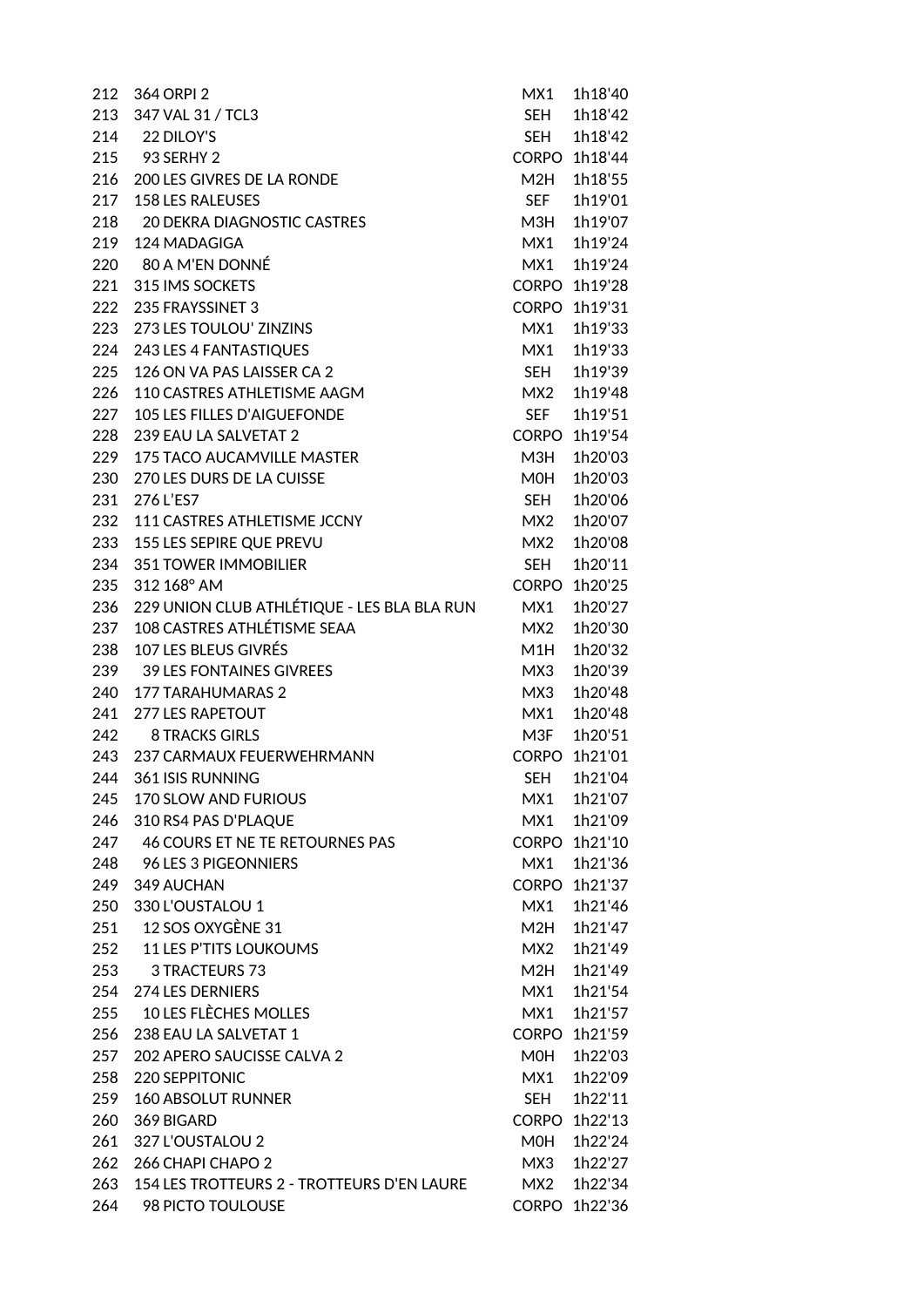| | | | |
|---|---|---|---|
| 212 | 364 ORPI 2 | MX1 | 1h18'40 |
| 213 | 347 VAL 31 / TCL3 | SEH | 1h18'42 |
| 214 | 22 DILOY'S | SEH | 1h18'42 |
| 215 | 93 SERHY 2 | CORPO | 1h18'44 |
| 216 | 200 LES GIVRES DE LA RONDE | M2H | 1h18'55 |
| 217 | 158 LES RALEUSES | SEF | 1h19'01 |
| 218 | 20 DEKRA DIAGNOSTIC CASTRES | M3H | 1h19'07 |
| 219 | 124 MADAGIGA | MX1 | 1h19'24 |
| 220 | 80 A M'EN DONNÉ | MX1 | 1h19'24 |
| 221 | 315 IMS SOCKETS | CORPO | 1h19'28 |
| 222 | 235 FRAYSSINET 3 | CORPO | 1h19'31 |
| 223 | 273 LES TOULOU' ZINZINS | MX1 | 1h19'33 |
| 224 | 243 LES 4 FANTASTIQUES | MX1 | 1h19'33 |
| 225 | 126 ON VA PAS LAISSER CA 2 | SEH | 1h19'39 |
| 226 | 110 CASTRES ATHLETISME AAGM | MX2 | 1h19'48 |
| 227 | 105 LES FILLES D'AIGUEFONDE | SEF | 1h19'51 |
| 228 | 239 EAU LA SALVETAT 2 | CORPO | 1h19'54 |
| 229 | 175 TACO AUCAMVILLE MASTER | M3H | 1h20'03 |
| 230 | 270 LES DURS DE LA CUISSE | M0H | 1h20'03 |
| 231 | 276 L'ES7 | SEH | 1h20'06 |
| 232 | 111 CASTRES ATHLETISME JCCNY | MX2 | 1h20'07 |
| 233 | 155 LES SEPIRE QUE PREVU | MX2 | 1h20'08 |
| 234 | 351 TOWER IMMOBILIER | SEH | 1h20'11 |
| 235 | 312 168° AM | CORPO | 1h20'25 |
| 236 | 229 UNION CLUB ATHLÉTIQUE - LES BLA BLA RUN | MX1 | 1h20'27 |
| 237 | 108 CASTRES ATHLÉTISME SEAA | MX2 | 1h20'30 |
| 238 | 107 LES BLEUS GIVRÉS | M1H | 1h20'32 |
| 239 | 39 LES FONTAINES GIVREES | MX3 | 1h20'39 |
| 240 | 177 TARAHUMARAS 2 | MX3 | 1h20'48 |
| 241 | 277 LES RAPETOUT | MX1 | 1h20'48 |
| 242 | 8 TRACKS GIRLS | M3F | 1h20'51 |
| 243 | 237 CARMAUX FEUERWEHRMANN | CORPO | 1h21'01 |
| 244 | 361 ISIS RUNNING | SEH | 1h21'04 |
| 245 | 170 SLOW AND FURIOUS | MX1 | 1h21'07 |
| 246 | 310 RS4 PAS D'PLAQUE | MX1 | 1h21'09 |
| 247 | 46 COURS ET NE TE RETOURNES PAS | CORPO | 1h21'10 |
| 248 | 96 LES 3 PIGEONNIERS | MX1 | 1h21'36 |
| 249 | 349 AUCHAN | CORPO | 1h21'37 |
| 250 | 330 L'OUSTALOU 1 | MX1 | 1h21'46 |
| 251 | 12 SOS OXYGÈNE 31 | M2H | 1h21'47 |
| 252 | 11 LES P'TITS LOUKOUMS | MX2 | 1h21'49 |
| 253 | 3 TRACTEURS 73 | M2H | 1h21'49 |
| 254 | 274 LES DERNIERS | MX1 | 1h21'54 |
| 255 | 10 LES FLÈCHES MOLLES | MX1 | 1h21'57 |
| 256 | 238 EAU LA SALVETAT 1 | CORPO | 1h21'59 |
| 257 | 202 APERO SAUCISSE CALVA 2 | M0H | 1h22'03 |
| 258 | 220 SEPPITONIC | MX1 | 1h22'09 |
| 259 | 160 ABSOLUT RUNNER | SEH | 1h22'11 |
| 260 | 369 BIGARD | CORPO | 1h22'13 |
| 261 | 327 L'OUSTALOU 2 | M0H | 1h22'24 |
| 262 | 266 CHAPI CHAPO 2 | MX3 | 1h22'27 |
| 263 | 154 LES TROTTEURS 2 - TROTTEURS D'EN LAURE | MX2 | 1h22'34 |
| 264 | 98 PICTO TOULOUSE | CORPO | 1h22'36 |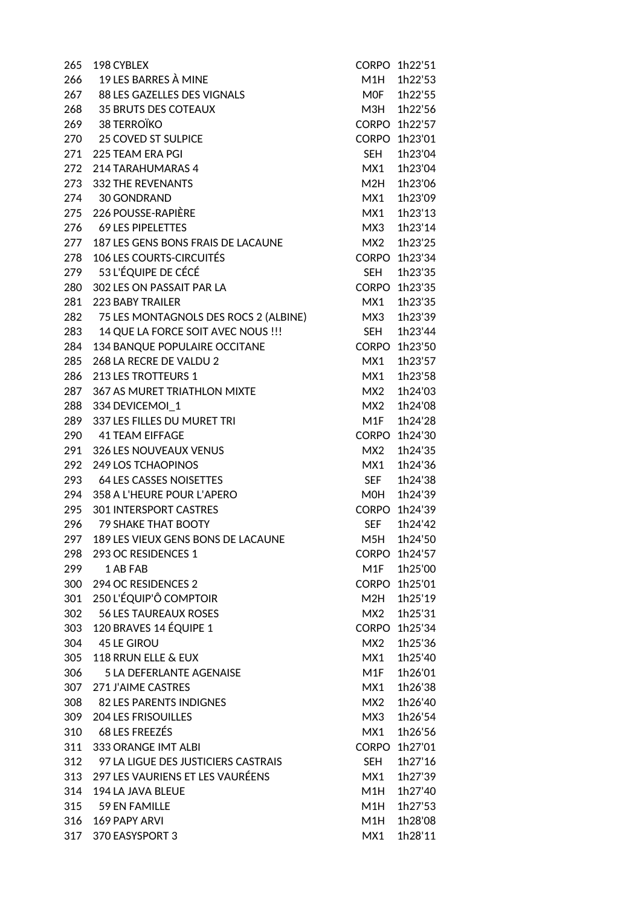| | | | |
|---|---|---|---|
| 265 | 198 CYBLEX | CORPO | 1h22'51 |
| 266 | 19 LES BARRES À MINE | M1H | 1h22'53 |
| 267 | 88 LES GAZELLES DES VIGNALS | M0F | 1h22'55 |
| 268 | 35 BRUTS DES COTEAUX | M3H | 1h22'56 |
| 269 | 38 TERROÏKO | CORPO | 1h22'57 |
| 270 | 25 COVED ST SULPICE | CORPO | 1h23'01 |
| 271 | 225 TEAM ERA PGI | SEH | 1h23'04 |
| 272 | 214 TARAHUMARAS 4 | MX1 | 1h23'04 |
| 273 | 332 THE REVENANTS | M2H | 1h23'06 |
| 274 | 30 GONDRAND | MX1 | 1h23'09 |
| 275 | 226 POUSSE-RAPIÈRE | MX1 | 1h23'13 |
| 276 | 69 LES PIPELETTES | MX3 | 1h23'14 |
| 277 | 187 LES GENS BONS FRAIS DE LACAUNE | MX2 | 1h23'25 |
| 278 | 106 LES COURTS-CIRCUITÉS | CORPO | 1h23'34 |
| 279 | 53 L'ÉQUIPE DE CÉCÉ | SEH | 1h23'35 |
| 280 | 302 LES ON PASSAIT PAR LA | CORPO | 1h23'35 |
| 281 | 223 BABY TRAILER | MX1 | 1h23'35 |
| 282 | 75 LES MONTAGNOLS DES ROCS 2 (ALBINE) | MX3 | 1h23'39 |
| 283 | 14 QUE LA FORCE SOIT AVEC NOUS !!! | SEH | 1h23'44 |
| 284 | 134 BANQUE POPULAIRE OCCITANE | CORPO | 1h23'50 |
| 285 | 268 LA RECRE DE VALDU 2 | MX1 | 1h23'57 |
| 286 | 213 LES TROTTEURS 1 | MX1 | 1h23'58 |
| 287 | 367 AS MURET TRIATHLON MIXTE | MX2 | 1h24'03 |
| 288 | 334 DEVICEMOI_1 | MX2 | 1h24'08 |
| 289 | 337 LES FILLES DU MURET TRI | M1F | 1h24'28 |
| 290 | 41 TEAM EIFFAGE | CORPO | 1h24'30 |
| 291 | 326 LES NOUVEAUX VENUS | MX2 | 1h24'35 |
| 292 | 249 LOS TCHAOPINOS | MX1 | 1h24'36 |
| 293 | 64 LES CASSES NOISETTES | SEF | 1h24'38 |
| 294 | 358 A L'HEURE POUR L'APERO | M0H | 1h24'39 |
| 295 | 301 INTERSPORT CASTRES | CORPO | 1h24'39 |
| 296 | 79 SHAKE THAT BOOTY | SEF | 1h24'42 |
| 297 | 189 LES VIEUX GENS BONS DE LACAUNE | M5H | 1h24'50 |
| 298 | 293 OC RESIDENCES 1 | CORPO | 1h24'57 |
| 299 | 1 AB FAB | M1F | 1h25'00 |
| 300 | 294 OC RESIDENCES 2 | CORPO | 1h25'01 |
| 301 | 250 L'ÉQUIP'Ô COMPTOIR | M2H | 1h25'19 |
| 302 | 56 LES TAUREAUX ROSES | MX2 | 1h25'31 |
| 303 | 120 BRAVES 14 ÉQUIPE 1 | CORPO | 1h25'34 |
| 304 | 45 LE GIROU | MX2 | 1h25'36 |
| 305 | 118 RRUN ELLE & EUX | MX1 | 1h25'40 |
| 306 | 5 LA DEFERLANTE AGENAISE | M1F | 1h26'01 |
| 307 | 271 J'AIME CASTRES | MX1 | 1h26'38 |
| 308 | 82 LES PARENTS INDIGNES | MX2 | 1h26'40 |
| 309 | 204 LES FRISOUILLES | MX3 | 1h26'54 |
| 310 | 68 LES FREEZÉS | MX1 | 1h26'56 |
| 311 | 333 ORANGE IMT ALBI | CORPO | 1h27'01 |
| 312 | 97 LA LIGUE DES JUSTICIERS CASTRAIS | SEH | 1h27'16 |
| 313 | 297 LES VAURIENS ET LES VAURÉENS | MX1 | 1h27'39 |
| 314 | 194 LA JAVA BLEUE | M1H | 1h27'40 |
| 315 | 59 EN FAMILLE | M1H | 1h27'53 |
| 316 | 169 PAPY ARVI | M1H | 1h28'08 |
| 317 | 370 EASYSPORT 3 | MX1 | 1h28'11 |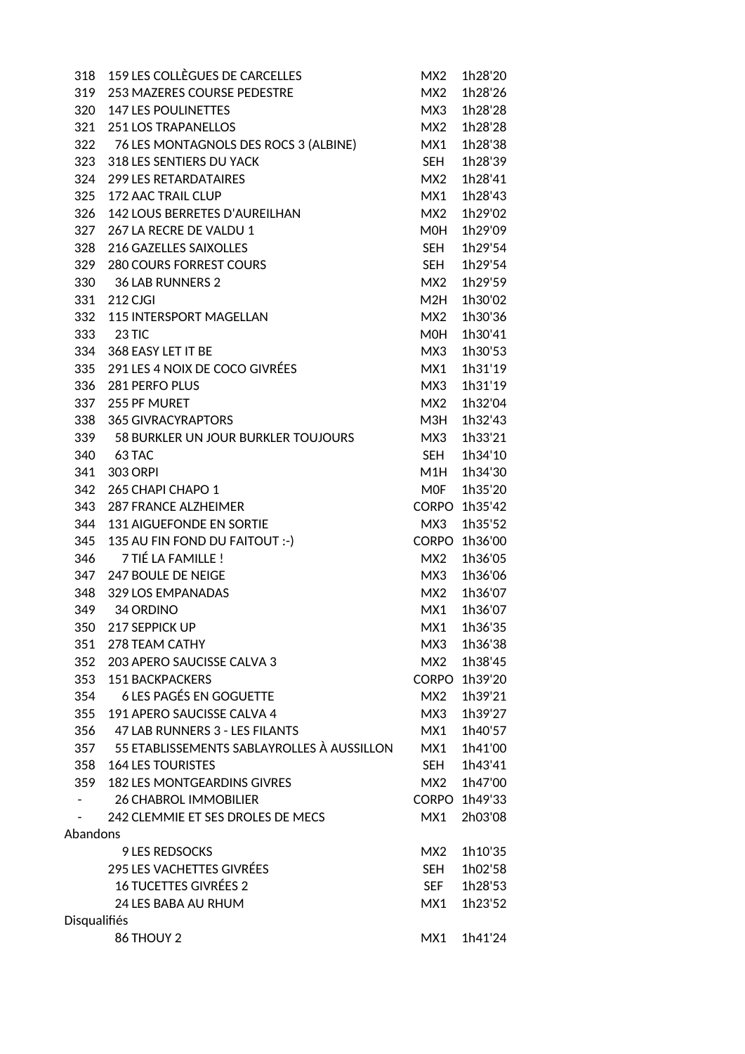| | | | | |
|---|---|---|---|---|
| 318 | 159 | LES COLLÈGUES DE CARCELLES | MX2 | 1h28'20 |
| 319 | 253 | MAZERES COURSE PEDESTRE | MX2 | 1h28'26 |
| 320 | 147 | LES POULINETTES | MX3 | 1h28'28 |
| 321 | 251 | LOS TRAPANELLOS | MX2 | 1h28'28 |
| 322 | 76 | LES MONTAGNOLS DES ROCS 3 (ALBINE) | MX1 | 1h28'38 |
| 323 | 318 | LES SENTIERS DU YACK | SEH | 1h28'39 |
| 324 | 299 | LES RETARDATAIRES | MX2 | 1h28'41 |
| 325 | 172 | AAC TRAIL CLUP | MX1 | 1h28'43 |
| 326 | 142 | LOUS BERRETES D'AUREILHAN | MX2 | 1h29'02 |
| 327 | 267 | LA RECRE DE VALDU 1 | M0H | 1h29'09 |
| 328 | 216 | GAZELLES SAIXOLLES | SEH | 1h29'54 |
| 329 | 280 | COURS FORREST COURS | SEH | 1h29'54 |
| 330 | 36 | LAB RUNNERS 2 | MX2 | 1h29'59 |
| 331 | 212 | CJGI | M2H | 1h30'02 |
| 332 | 115 | INTERSPORT MAGELLAN | MX2 | 1h30'36 |
| 333 | 23 | TIC | M0H | 1h30'41 |
| 334 | 368 | EASY LET IT BE | MX3 | 1h30'53 |
| 335 | 291 | LES 4 NOIX DE COCO GIVRÉES | MX1 | 1h31'19 |
| 336 | 281 | PERFO PLUS | MX3 | 1h31'19 |
| 337 | 255 | PF MURET | MX2 | 1h32'04 |
| 338 | 365 | GIVRACYRAPTORS | M3H | 1h32'43 |
| 339 | 58 | BURKLER UN JOUR BURKLER TOUJOURS | MX3 | 1h33'21 |
| 340 | 63 | TAC | SEH | 1h34'10 |
| 341 | 303 | ORPI | M1H | 1h34'30 |
| 342 | 265 | CHAPI CHAPO 1 | M0F | 1h35'20 |
| 343 | 287 | FRANCE ALZHEIMER | CORPO | 1h35'42 |
| 344 | 131 | AIGUEFONDE EN SORTIE | MX3 | 1h35'52 |
| 345 | 135 | AU FIN FOND DU FAITOUT :-) | CORPO | 1h36'00 |
| 346 | 7 | TIÉ LA FAMILLE ! | MX2 | 1h36'05 |
| 347 | 247 | BOULE DE NEIGE | MX3 | 1h36'06 |
| 348 | 329 | LOS EMPANADAS | MX2 | 1h36'07 |
| 349 | 34 | ORDINO | MX1 | 1h36'07 |
| 350 | 217 | SEPPICK UP | MX1 | 1h36'35 |
| 351 | 278 | TEAM CATHY | MX3 | 1h36'38 |
| 352 | 203 | APERO SAUCISSE CALVA 3 | MX2 | 1h38'45 |
| 353 | 151 | BACKPACKERS | CORPO | 1h39'20 |
| 354 | 6 | LES PAGÉS EN GOGUETTE | MX2 | 1h39'21 |
| 355 | 191 | APERO SAUCISSE CALVA 4 | MX3 | 1h39'27 |
| 356 | 47 | LAB RUNNERS 3 - LES FILANTS | MX1 | 1h40'57 |
| 357 | 55 | ETABLISSEMENTS SABLAYROLLES À AUSSILLON | MX1 | 1h41'00 |
| 358 | 164 | LES TOURISTES | SEH | 1h43'41 |
| 359 | 182 | LES MONTGEARDINS GIVRES | MX2 | 1h47'00 |
| - | 26 | CHABROL IMMOBILIER | CORPO | 1h49'33 |
| - | 242 | CLEMMIE ET SES DROLES DE MECS | MX1 | 2h03'08 |
| Abandons | | | | |
| | 9 | LES REDSOCKS | MX2 | 1h10'35 |
| | 295 | LES VACHETTES GIVRÉES | SEH | 1h02'58 |
| | 16 | TUCETTES GIVRÉES 2 | SEF | 1h28'53 |
| | 24 | LES BABA AU RHUM | MX1 | 1h23'52 |
| Disqualifiés | | | | |
| | 86 | THOUY 2 | MX1 | 1h41'24 |